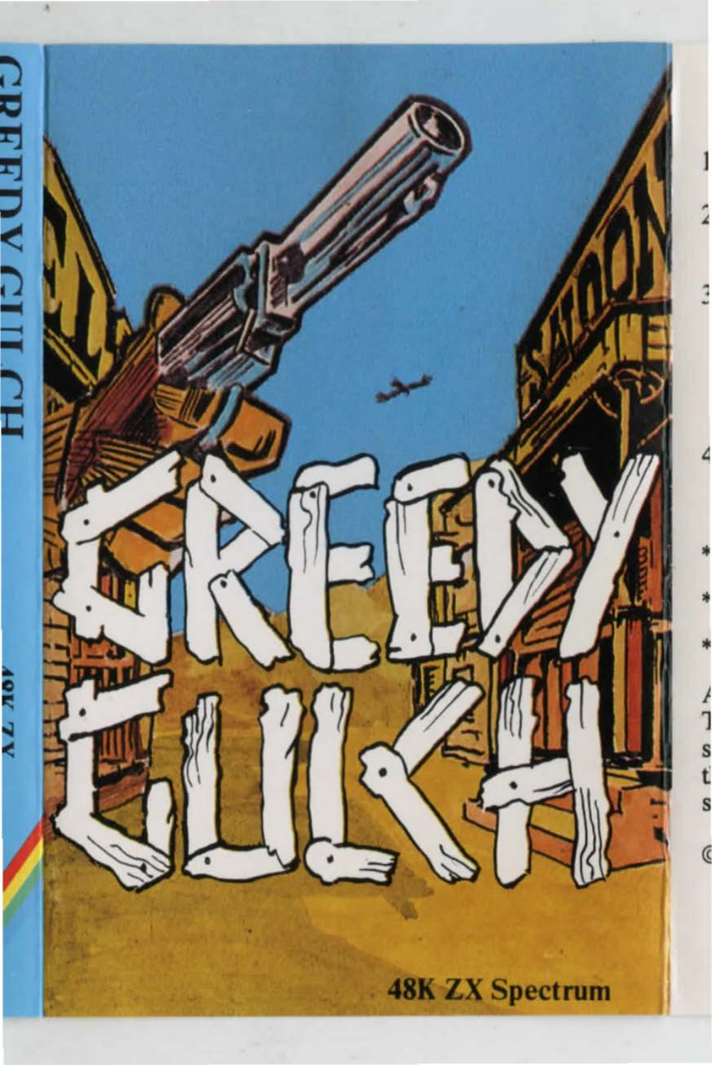GREEDY GULCH

48K ZX

# GREEDY GULCH

48K ZX Spectrum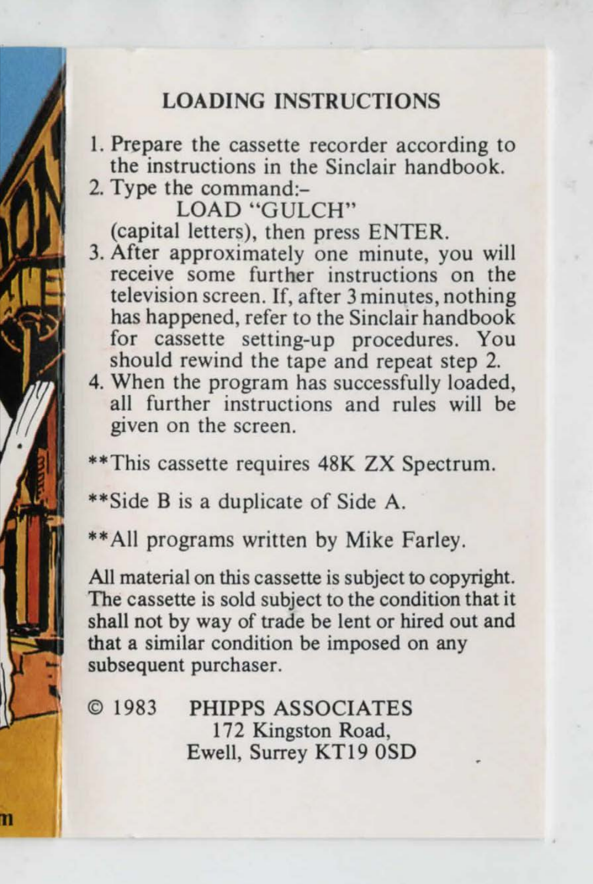## LOADING INSTRUCTIONS

1. Prepare the cassette recorder according to the instructions in the Sinclair handbook.
2. Type the command:–
   LOAD "GULCH"
   (capital letters), then press ENTER.
3. After approximately one minute, you will receive some further instructions on the television screen. If, after 3 minutes, nothing has happened, refer to the Sinclair handbook for cassette setting-up procedures. You should rewind the tape and repeat step 2.
4. When the program has successfully loaded, all further instructions and rules will be given on the screen.

**This cassette requires 48K ZX Spectrum.

**Side B is a duplicate of Side A.

**All programs written by Mike Farley.

All material on this cassette is subject to copyright. The cassette is sold subject to the condition that it shall not by way of trade be lent or hired out and that a similar condition be imposed on any subsequent purchaser.

© 1983 PHIPPS ASSOCIATES
172 Kingston Road,
Ewell, Surrey KT19 0SD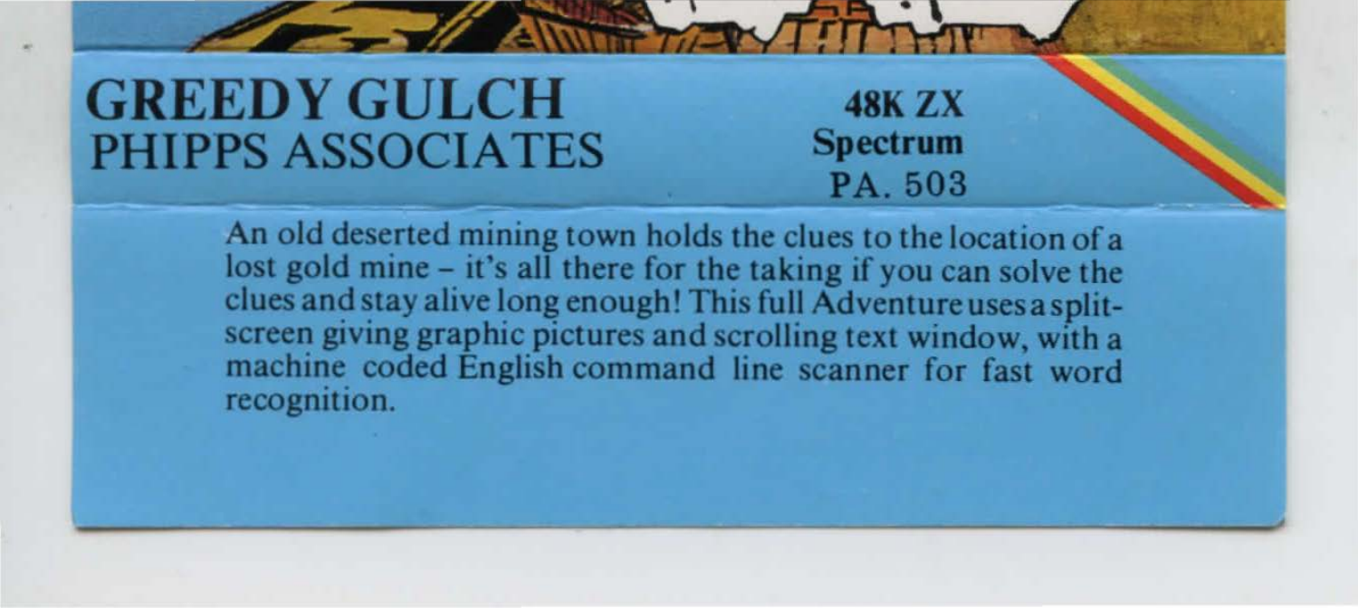# GREEDY GULCH
## PHIPPS ASSOCIATES

**48K ZX Spectrum**
PA. 503

An old deserted mining town holds the clues to the location of a lost gold mine – it's all there for the taking if you can solve the clues and stay alive long enough! This full Adventure uses a split-screen giving graphic pictures and scrolling text window, with a machine coded English command line scanner for fast word recognition.